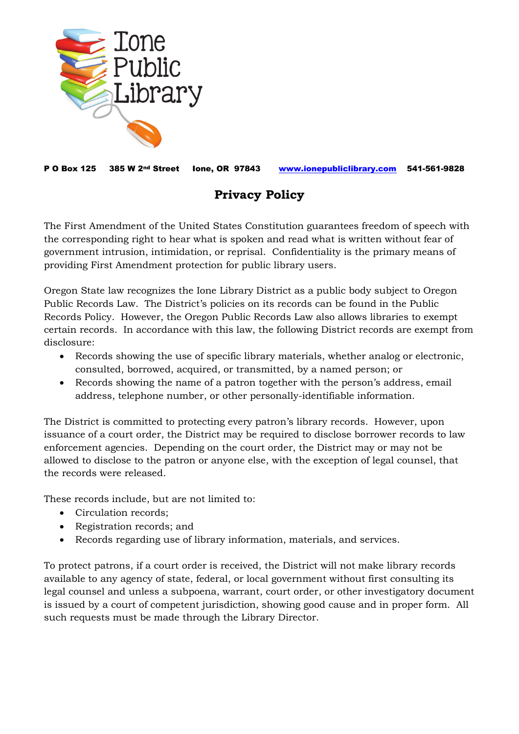Ione Public Library

**P O Box 125 385 W 2nd Street Ione, OR 97843 [www.ionepubliclibrary.com](http://www.ionepubliclibrary.com) 541-561-9828**

# Privacy Policy

The First Amendment of the United States Constitution guarantees freedom of speech with the corresponding right to hear what is spoken and read what is written without fear of government intrusion, intimidation, or reprisal. Confidentiality is the primary means of providing First Amendment protection for public library users.

Oregon State law recognizes the Ione Library District as a public body subject to Oregon Public Records Law. The District's policies on its records can be found in the Public Records Policy. However, the Oregon Public Records Law also allows libraries to exempt certain records. In accordance with this law, the following District records are exempt from disclosure:

- Records showing the use of specific library materials, whether analog or electronic, consulted, borrowed, acquired, or transmitted, by a named person; or
- Records showing the name of a patron together with the person's address, email address, telephone number, or other personally-identifiable information.

The District is committed to protecting every patron's library records. However, upon issuance of a court order, the District may be required to disclose borrower records to law enforcement agencies. Depending on the court order, the District may or may not be allowed to disclose to the patron or anyone else, with the exception of legal counsel, that the records were released.

These records include, but are not limited to:

- Circulation records;
- Registration records; and
- Records regarding use of library information, materials, and services.

To protect patrons, if a court order is received, the District will not make library records available to any agency of state, federal, or local government without first consulting its legal counsel and unless a subpoena, warrant, court order, or other investigatory document is issued by a court of competent jurisdiction, showing good cause and in proper form. All such requests must be made through the Library Director.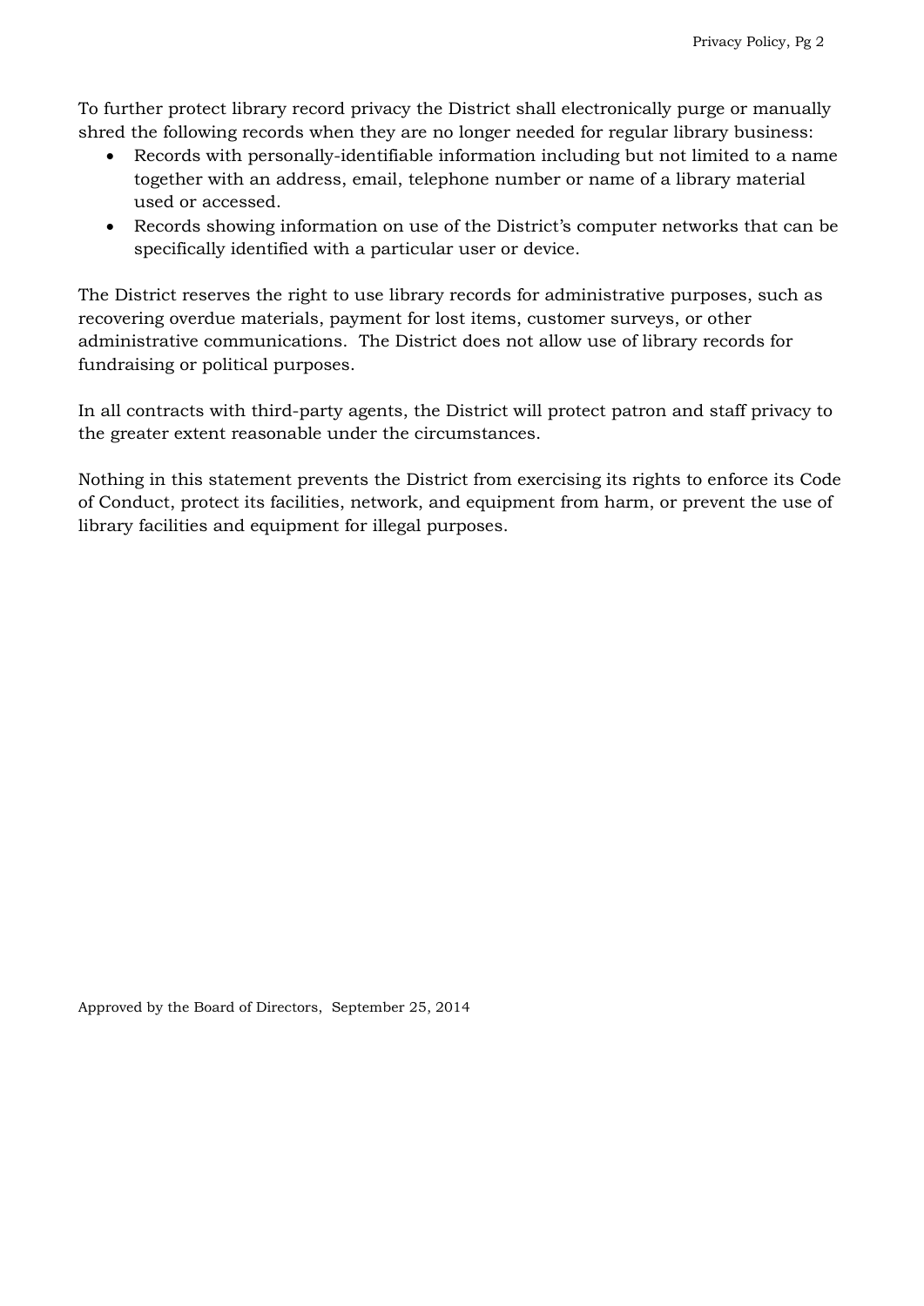To further protect library record privacy the District shall electronically purge or manually shred the following records when they are no longer needed for regular library business:

- Records with personally-identifiable information including but not limited to a name together with an address, email, telephone number or name of a library material used or accessed.
- Records showing information on use of the District's computer networks that can be specifically identified with a particular user or device.

The District reserves the right to use library records for administrative purposes, such as recovering overdue materials, payment for lost items, customer surveys, or other administrative communications. The District does not allow use of library records for fundraising or political purposes.

In all contracts with third-party agents, the District will protect patron and staff privacy to the greater extent reasonable under the circumstances.

Nothing in this statement prevents the District from exercising its rights to enforce its Code of Conduct, protect its facilities, network, and equipment from harm, or prevent the use of library facilities and equipment for illegal purposes.

Approved by the Board of Directors, September 25, 2014